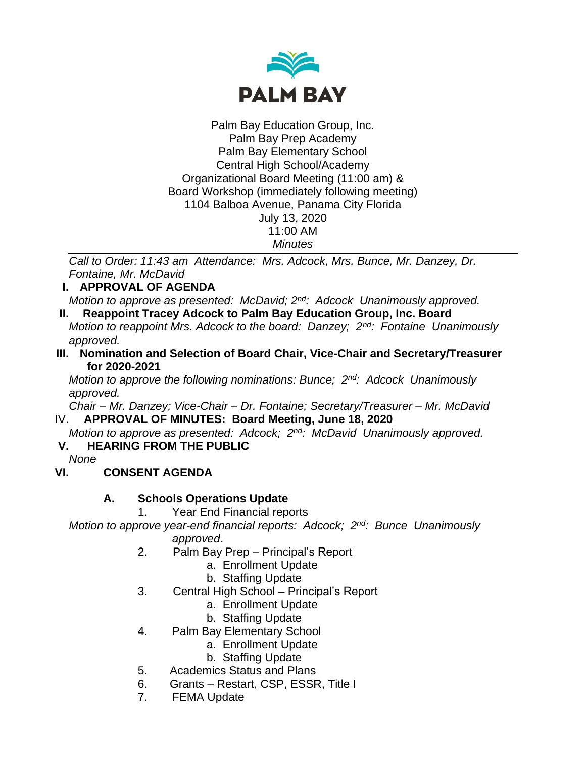PALM BAY

Palm Bay Education Group, Inc.
Palm Bay Prep Academy
Palm Bay Elementary School
Central High School/Academy
Organizational Board Meeting (11:00 am) &
Board Workshop (immediately following meeting)
1104 Balboa Avenue, Panama City Florida
July 13, 2020
11:00 AM
*Minutes*

---

*Call to Order: 11:43 am Attendance: Mrs. Adcock, Mrs. Bunce, Mr. Danzey, Dr. Fontaine, Mr. McDavid*

**I. APPROVAL OF AGENDA**

*Motion to approve as presented: McDavid; 2nd: Adcock Unanimously approved.*

**II. Reappoint Tracey Adcock to Palm Bay Education Group, Inc. Board**

*Motion to reappoint Mrs. Adcock to the board: Danzey; 2nd: Fontaine Unanimously approved.*

**III. Nomination and Selection of Board Chair, Vice-Chair and Secretary/Treasurer for 2020-2021**

*Motion to approve the following nominations: Bunce; 2nd: Adcock Unanimously approved.*

*Chair – Mr. Danzey; Vice-Chair – Dr. Fontaine; Secretary/Treasurer – Mr. McDavid*

IV. **APPROVAL OF MINUTES: Board Meeting, June 18, 2020**

*Motion to approve as presented: Adcock; 2nd: McDavid Unanimously approved.*

**V. HEARING FROM THE PUBLIC**

*None*

**VI. CONSENT AGENDA**

**A. Schools Operations Update**

1. Year End Financial reports

*Motion to approve year-end financial reports: Adcock; 2nd: Bunce Unanimously approved*.

2. Palm Bay Prep – Principal's Report
   a. Enrollment Update
   b. Staffing Update
3. Central High School – Principal's Report
   a. Enrollment Update
   b. Staffing Update
4. Palm Bay Elementary School
   a. Enrollment Update
   b. Staffing Update
5. Academics Status and Plans
6. Grants – Restart, CSP, ESSR, Title I
7. FEMA Update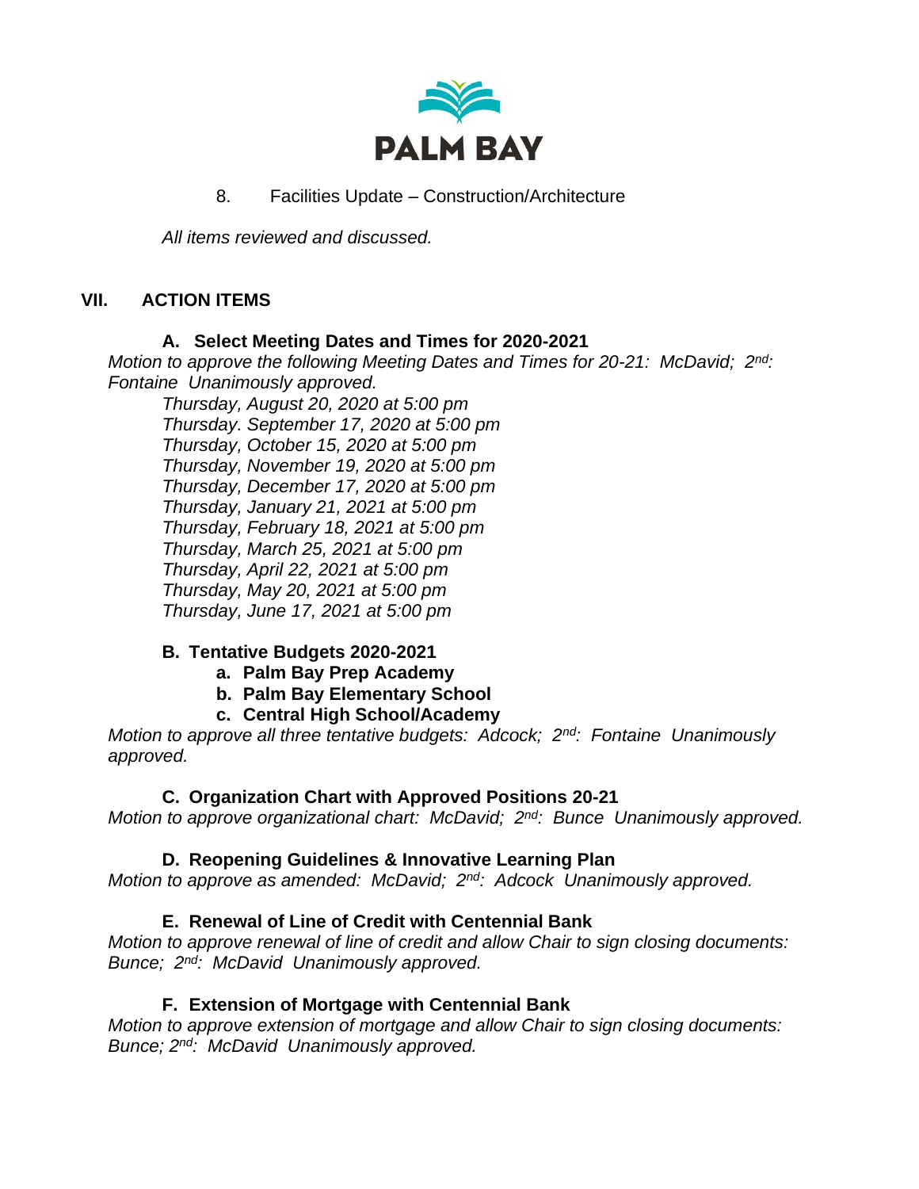8. Facilities Update – Construction/Architecture

*All items reviewed and discussed.*

## VII. ACTION ITEMS

### A. Select Meeting Dates and Times for 2020-2021

*Motion to approve the following Meeting Dates and Times for 20-21: McDavid; 2nd: Fontaine Unanimously approved.*

*Thursday, August 20, 2020 at 5:00 pm*
*Thursday. September 17, 2020 at 5:00 pm*
*Thursday, October 15, 2020 at 5:00 pm*
*Thursday, November 19, 2020 at 5:00 pm*
*Thursday, December 17, 2020 at 5:00 pm*
*Thursday, January 21, 2021 at 5:00 pm*
*Thursday, February 18, 2021 at 5:00 pm*
*Thursday, March 25, 2021 at 5:00 pm*
*Thursday, April 22, 2021 at 5:00 pm*
*Thursday, May 20, 2021 at 5:00 pm*
*Thursday, June 17, 2021 at 5:00 pm*

### B. Tentative Budgets 2020-2021

**a. Palm Bay Prep Academy**
**b. Palm Bay Elementary School**
**c. Central High School/Academy**

*Motion to approve all three tentative budgets: Adcock; 2nd: Fontaine Unanimously approved.*

### C. Organization Chart with Approved Positions 20-21

*Motion to approve organizational chart: McDavid; 2nd: Bunce Unanimously approved.*

### D. Reopening Guidelines & Innovative Learning Plan

*Motion to approve as amended: McDavid; 2nd: Adcock Unanimously approved.*

### E. Renewal of Line of Credit with Centennial Bank

*Motion to approve renewal of line of credit and allow Chair to sign closing documents: Bunce; 2nd: McDavid Unanimously approved.*

### F. Extension of Mortgage with Centennial Bank

*Motion to approve extension of mortgage and allow Chair to sign closing documents: Bunce; 2nd: McDavid Unanimously approved.*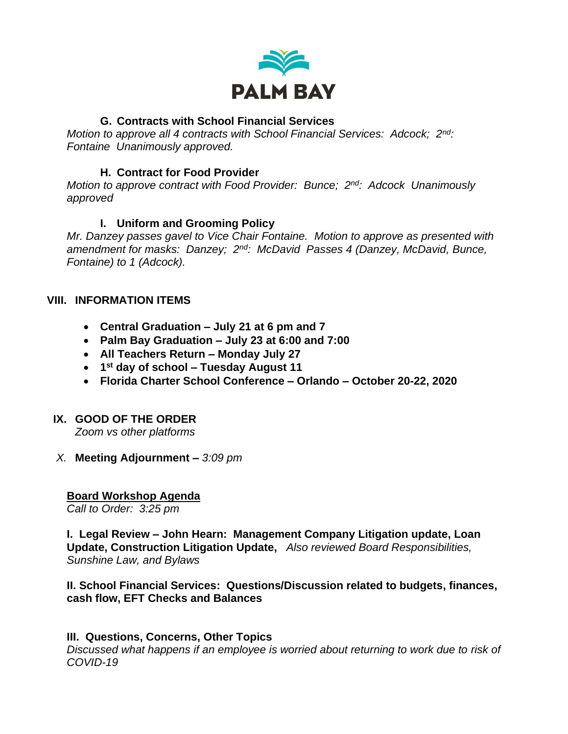**PALM BAY**

### G. Contracts with School Financial Services

*Motion to approve all 4 contracts with School Financial Services: Adcock; 2nd: Fontaine Unanimously approved.*

### H. Contract for Food Provider

*Motion to approve contract with Food Provider: Bunce; 2nd: Adcock Unanimously approved*

### I. Uniform and Grooming Policy

*Mr. Danzey passes gavel to Vice Chair Fontaine. Motion to approve as presented with amendment for masks: Danzey; 2nd: McDavid Passes 4 (Danzey, McDavid, Bunce, Fontaine) to 1 (Adcock).*

## VIII. INFORMATION ITEMS

- **Central Graduation – July 21 at 6 pm and 7**
- **Palm Bay Graduation – July 23 at 6:00 and 7:00**
- **All Teachers Return – Monday July 27**
- **1st day of school – Tuesday August 11**
- **Florida Charter School Conference – Orlando – October 20-22, 2020**

## IX. GOOD OF THE ORDER

*Zoom vs other platforms*

*X.* **Meeting Adjournment –** *3:09 pm*

**Board Workshop Agenda**

*Call to Order: 3:25 pm*

**I. Legal Review – John Hearn: Management Company Litigation update, Loan Update, Construction Litigation Update,** *Also reviewed Board Responsibilities, Sunshine Law, and Bylaws*

**II. School Financial Services: Questions/Discussion related to budgets, finances, cash flow, EFT Checks and Balances**

**III. Questions, Concerns, Other Topics**

*Discussed what happens if an employee is worried about returning to work due to risk of COVID-19*